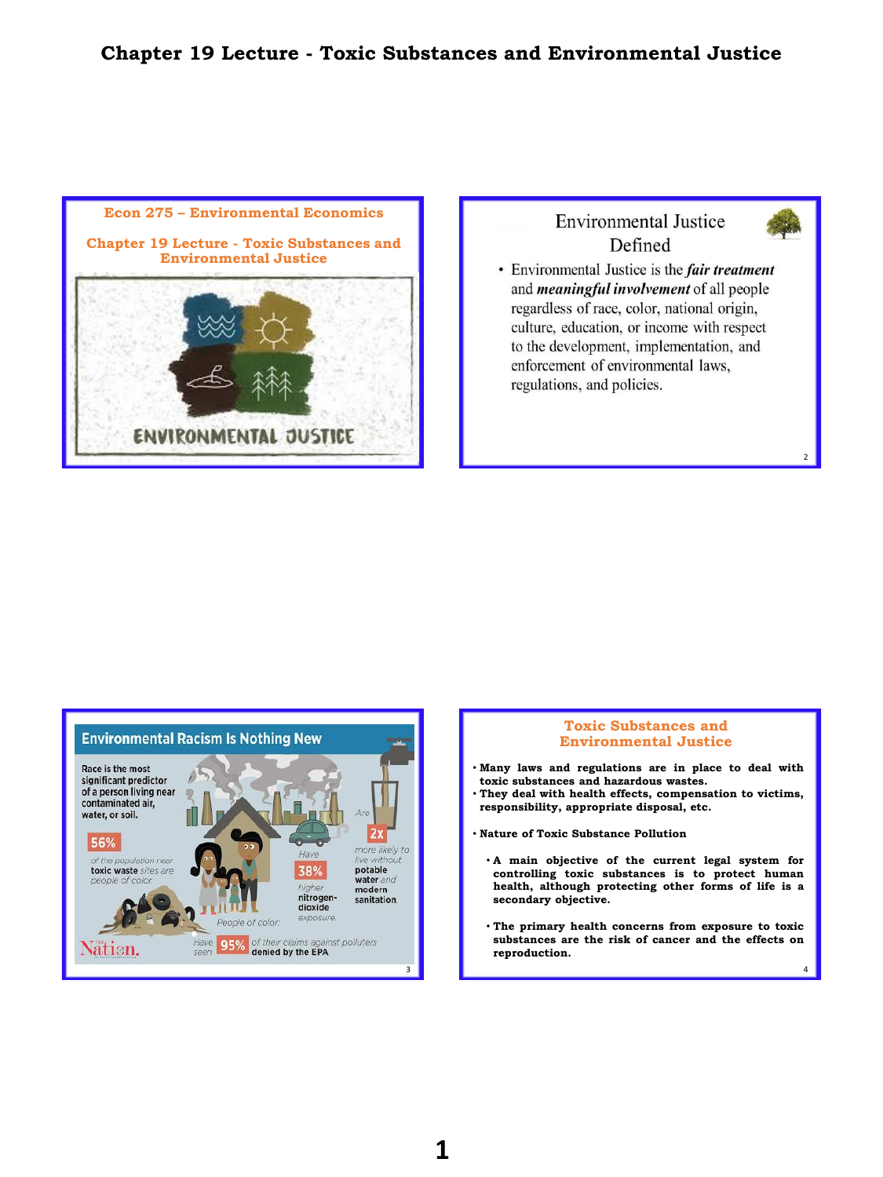# Chapter 19 Lecture - Toxic Substances and Environmental Justice

## Econ 275 – Environmental Economics

## Chapter 19 Lecture - Toxic Substances and Environmental Justice

ENVIRONMENTAL JUSTICE

## Environmental Justice Defined

- Environmental Justice is the ***fair treatment*** and ***meaningful involvement*** of all people regardless of race, color, national origin, culture, education, or income with respect to the development, implementation, and enforcement of environmental laws, regulations, and policies.

## Environmental Racism Is Nothing New

Race is the most significant predictor of a person living near contaminated air, water, or soil.

**56%** of the population near toxic waste sites are people of color.

People of color:

- Have **38%** higher nitrogen-dioxide exposure.
- Are **2x** more likely to live without potable water and modern sanitation.
- Have seen **95%** of their claims against polluters denied by the EPA

The Nation.

## Toxic Substances and Environmental Justice

- **Many laws and regulations are in place to deal with toxic substances and hazardous wastes.**
- **They deal with health effects, compensation to victims, responsibility, appropriate disposal, etc.**

- **Nature of Toxic Substance Pollution**
  - **A main objective of the current legal system for controlling toxic substances is to protect human health, although protecting other forms of life is a secondary objective.**
  - **The primary health concerns from exposure to toxic substances are the risk of cancer and the effects on reproduction.**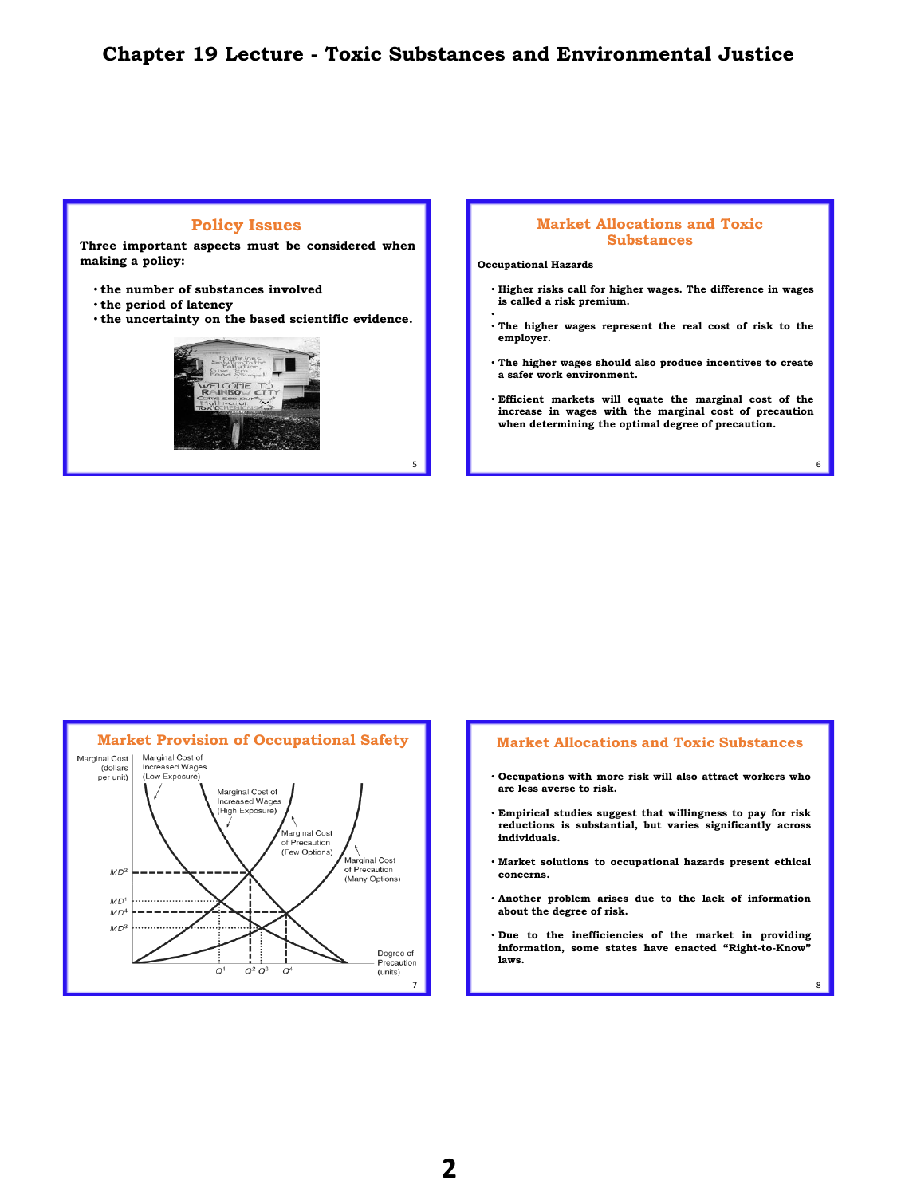# Chapter 19 Lecture - Toxic Substances and Environmental Justice

## Policy Issues

Three important aspects must be considered when making a policy:

- the number of substances involved
- the period of latency
- the uncertainty on the based scientific evidence.

## Market Allocations and Toxic Substances

**Occupational Hazards**

- Higher risks call for higher wages. The difference in wages is called a risk premium.
- The higher wages represent the real cost of risk to the employer.
- The higher wages should also produce incentives to create a safer work environment.
- Efficient markets will equate the marginal cost of the increase in wages with the marginal cost of precaution when determining the optimal degree of precaution.

## Market Provision of Occupational Safety

Marginal Cost (dollars per unit) — Marginal Cost of Increased Wages (Low Exposure); Marginal Cost of Increased Wages (High Exposure); Marginal Cost of Precaution (Few Options); Marginal Cost of Precaution (Many Options); $MD^2$, $MD^1$, $MD^4$, $MD^3$; Degree of Precaution (units): $Q^1$, $Q^2$, $Q^3$, $Q^4$

## Market Allocations and Toxic Substances

- Occupations with more risk will also attract workers who are less averse to risk.
- Empirical studies suggest that willingness to pay for risk reductions is substantial, but varies significantly across individuals.
- Market solutions to occupational hazards present ethical concerns.
- Another problem arises due to the lack of information about the degree of risk.
- Due to the inefficiencies of the market in providing information, some states have enacted “Right-to-Know” laws.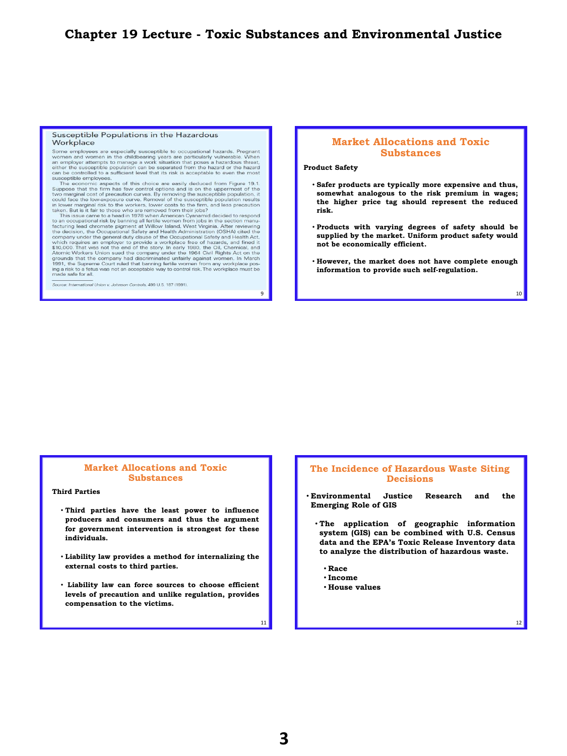# Chapter 19 Lecture - Toxic Substances and Environmental Justice

## Susceptible Populations in the Hazardous Workplace

Some employees are especially susceptible to occupational hazards. Pregnant women and women in the childbearing years are particularly vulnerable. When an employer attempts to manage a work situation that poses a hazardous threat, either the susceptible population can be separated from the hazard or the hazard can be controlled to a sufficient level that its risk is acceptable to even the most susceptible employees.

The economic aspects of this choice are easily deduced from Figure 19.1. Suppose that the firm has few control options and is on the uppermost of the two marginal cost of precaution curves. By removing the susceptible population, it could face the low-exposure curve. Removal of the susceptible population results in lower marginal risk to the workers, lower costs to the firm, and less precaution taken. But is it fair to those who are removed from their jobs?

This issue came to a head in 1978 when American Cyanamid decided to respond to an occupational risk by banning all fertile women from jobs in the section manufacturing lead chromate pigment at Willow Island, West Virginia. After reviewing the decision, the Occupational Safety and Health Administration (OSHA) cited the company under the general duty clause of the Occupational Safety and Health Act, which requires an employer to provide a workplace free of hazards, and fined it $10,000. That was not the end of the story. In early 1980, the Oil, Chemical, and Atomic Workers Union sued the company under the 1964 Civil Rights Act on the grounds that the company had discriminated unfairly against women. In March 1991, the Supreme Court ruled that banning fertile women from any workplace posing a risk to a fetus was not an acceptable way to control risk. The workplace must be made safe for all.

*Source: International Union v. Johnson Controls, 499 U.S. 187 (1991).*

## Market Allocations and Toxic Substances

**Product Safety**

- **Safer products are typically more expensive and thus, somewhat analogous to the risk premium in wages; the higher price tag should represent the reduced risk.**
- **Products with varying degrees of safety should be supplied by the market. Uniform product safety would not be economically efficient.**
- **However, the market does not have complete enough information to provide such self-regulation.**

## Market Allocations and Toxic Substances

**Third Parties**

- **Third parties have the least power to influence producers and consumers and thus the argument for government intervention is strongest for these individuals.**
- **Liability law provides a method for internalizing the external costs to third parties.**
- **Liability law can force sources to choose efficient levels of precaution and unlike regulation, provides compensation to the victims.**

## The Incidence of Hazardous Waste Siting Decisions

- **Environmental Justice Research and the Emerging Role of GIS**
  - **The application of geographic information system (GIS) can be combined with U.S. Census data and the EPA's Toxic Release Inventory data to analyze the distribution of hazardous waste.**
    - **Race**
    - **Income**
    - **House values**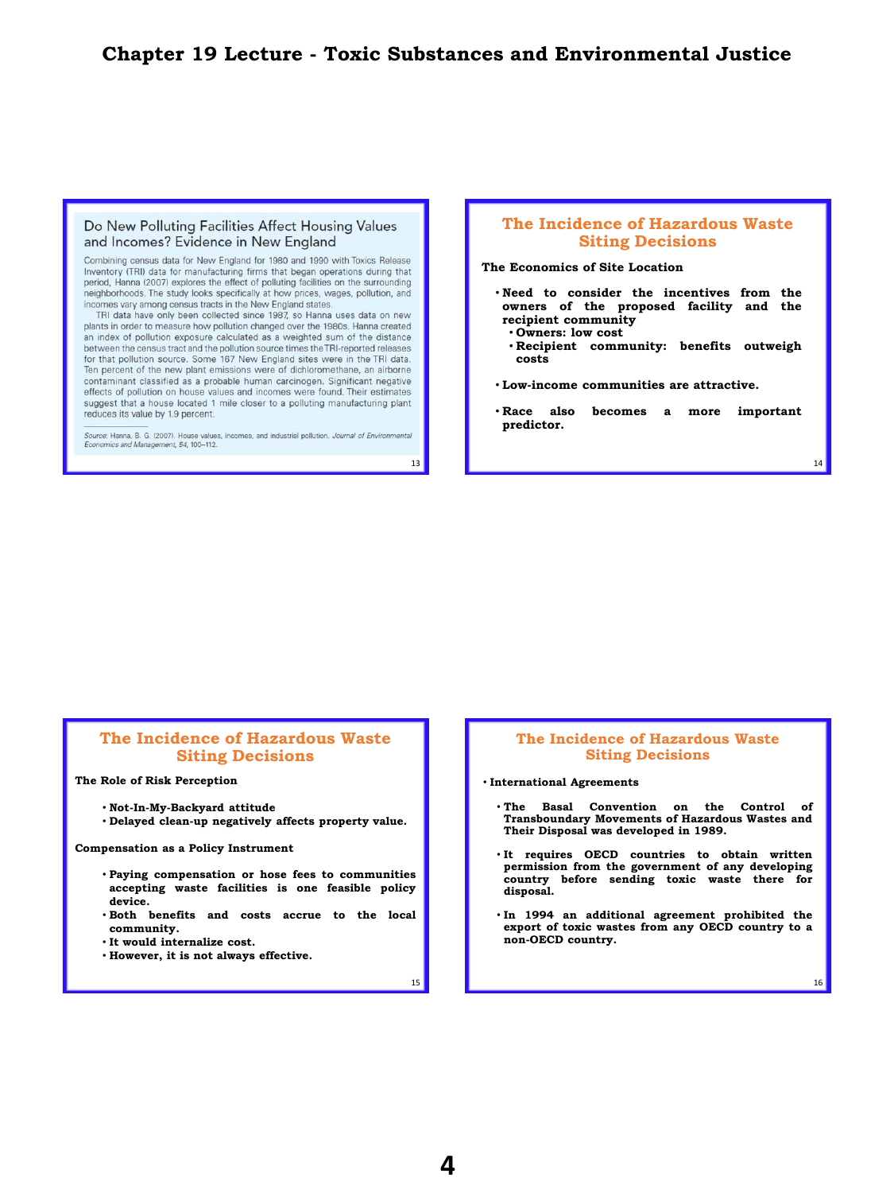# Chapter 19 Lecture - Toxic Substances and Environmental Justice

## Do New Polluting Facilities Affect Housing Values and Incomes? Evidence in New England

Combining census data for New England for 1980 and 1990 with Toxics Release Inventory (TRI) data for manufacturing firms that began operations during that period, Hanna (2007) explores the effect of polluting facilities on the surrounding neighborhoods. The study looks specifically at how prices, wages, pollution, and incomes vary among census tracts in the New England states.

TRI data have only been collected since 1987, so Hanna uses data on new plants in order to measure how pollution changed over the 1980s. Hanna created an index of pollution exposure calculated as a weighted sum of the distance between the census tract and the pollution source times the TRI-reported releases for that pollution source. Some 167 New England sites were in the TRI data. Ten percent of the new plant emissions were of dichloromethane, an airborne contaminant classified as a probable human carcinogen. Significant negative effects of pollution on house values and incomes were found. Their estimates suggest that a house located 1 mile closer to a polluting manufacturing plant reduces its value by 1.9 percent.

*Source*: Hanna, B. G. (2007). House values, incomes, and industrial pollution. *Journal of Environmental Economics and Management*, 54, 100–112.

## The Incidence of Hazardous Waste Siting Decisions

**The Economics of Site Location**

- **Need to consider the incentives from the owners of the proposed facility and the recipient community**
  - **Owners: low cost**
  - **Recipient community: benefits outweigh costs**
- **Low-income communities are attractive.**
- **Race also becomes a more important predictor.**

## The Incidence of Hazardous Waste Siting Decisions

**The Role of Risk Perception**

- **Not-In-My-Backyard attitude**
- **Delayed clean-up negatively affects property value.**

**Compensation as a Policy Instrument**

- **Paying compensation or hose fees to communities accepting waste facilities is one feasible policy device.**
- **Both benefits and costs accrue to the local community.**
- **It would internalize cost.**
- **However, it is not always effective.**

## The Incidence of Hazardous Waste Siting Decisions

- **International Agreements**
  - **The Basal Convention on the Control of Transboundary Movements of Hazardous Wastes and Their Disposal was developed in 1989.**
  - **It requires OECD countries to obtain written permission from the government of any developing country before sending toxic waste there for disposal.**
  - **In 1994 an additional agreement prohibited the export of toxic wastes from any OECD country to a non-OECD country.**